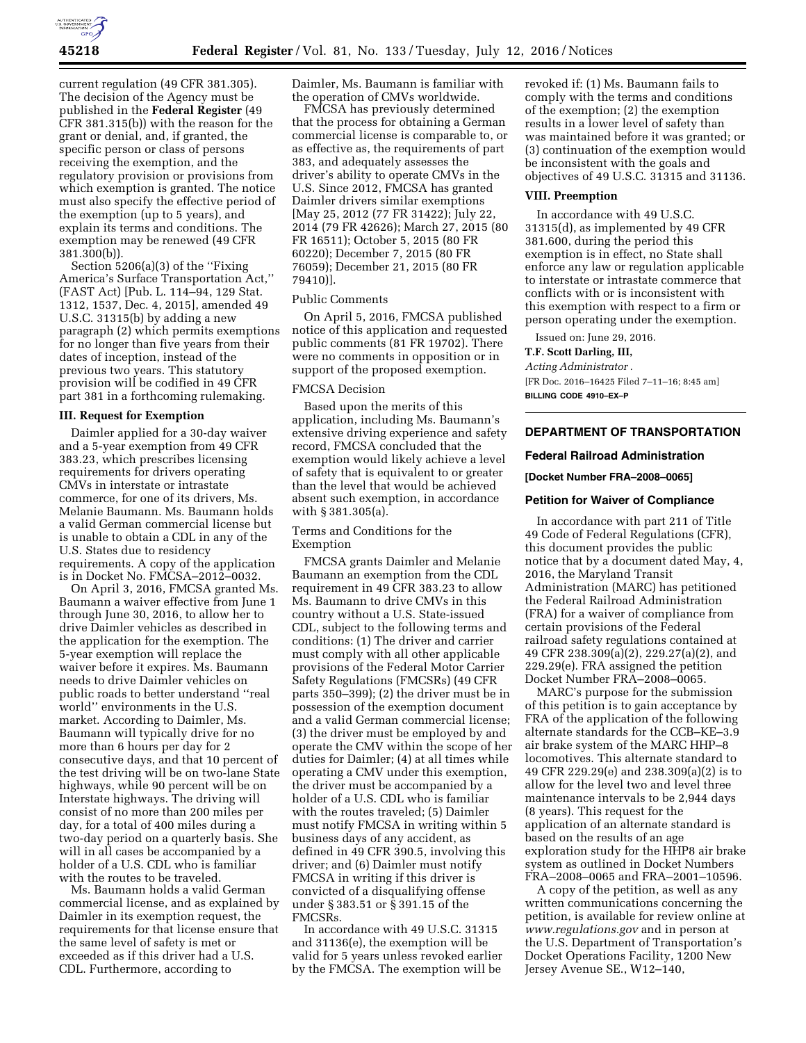current regulation (49 CFR 381.305). The decision of the Agency must be published in the **Federal Register** (49 CFR 381.315(b)) with the reason for the grant or denial, and, if granted, the specific person or class of persons receiving the exemption, and the regulatory provision or provisions from which exemption is granted. The notice must also specify the effective period of the exemption (up to 5 years), and explain its terms and conditions. The exemption may be renewed (49 CFR 381.300(b)).

Section 5206(a)(3) of the ''Fixing America's Surface Transportation Act,'' (FAST Act) [Pub. L. 114–94, 129 Stat. 1312, 1537, Dec. 4, 2015], amended 49 U.S.C. 31315(b) by adding a new paragraph (2) which permits exemptions for no longer than five years from their dates of inception, instead of the previous two years. This statutory provision will be codified in 49 CFR part 381 in a forthcoming rulemaking.

### III. Request for Exemption

Daimler applied for a 30-day waiver and a 5-year exemption from 49 CFR 383.23, which prescribes licensing requirements for drivers operating CMVs in interstate or intrastate commerce, for one of its drivers, Ms. Melanie Baumann. Ms. Baumann holds a valid German commercial license but is unable to obtain a CDL in any of the U.S. States due to residency requirements. A copy of the application is in Docket No. FMCSA–2012–0032.

On April 3, 2016, FMCSA granted Ms. Baumann a waiver effective from June 1 through June 30, 2016, to allow her to drive Daimler vehicles as described in the application for the exemption. The 5-year exemption will replace the waiver before it expires. Ms. Baumann needs to drive Daimler vehicles on public roads to better understand ''real world'' environments in the U.S. market. According to Daimler, Ms. Baumann will typically drive for no more than 6 hours per day for 2 consecutive days, and that 10 percent of the test driving will be on two-lane State highways, while 90 percent will be on Interstate highways. The driving will consist of no more than 200 miles per day, for a total of 400 miles during a two-day period on a quarterly basis. She will in all cases be accompanied by a holder of a U.S. CDL who is familiar with the routes to be traveled.

Ms. Baumann holds a valid German commercial license, and as explained by Daimler in its exemption request, the requirements for that license ensure that the same level of safety is met or exceeded as if this driver had a U.S. CDL. Furthermore, according to Daimler, Ms. Baumann is familiar with the operation of CMVs worldwide.

FMCSA has previously determined that the process for obtaining a German commercial license is comparable to, or as effective as, the requirements of part 383, and adequately assesses the driver's ability to operate CMVs in the U.S. Since 2012, FMCSA has granted Daimler drivers similar exemptions [May 25, 2012 (77 FR 31422); July 22, 2014 (79 FR 42626); March 27, 2015 (80 FR 16511); October 5, 2015 (80 FR 60220); December 7, 2015 (80 FR 76059); December 21, 2015 (80 FR 79410)].

#### Public Comments

On April 5, 2016, FMCSA published notice of this application and requested public comments (81 FR 19702). There were no comments in opposition or in support of the proposed exemption.

#### FMCSA Decision

Based upon the merits of this application, including Ms. Baumann's extensive driving experience and safety record, FMCSA concluded that the exemption would likely achieve a level of safety that is equivalent to or greater than the level that would be achieved absent such exemption, in accordance with § 381.305(a).

#### Terms and Conditions for the Exemption

FMCSA grants Daimler and Melanie Baumann an exemption from the CDL requirement in 49 CFR 383.23 to allow Ms. Baumann to drive CMVs in this country without a U.S. State-issued CDL, subject to the following terms and conditions: (1) The driver and carrier must comply with all other applicable provisions of the Federal Motor Carrier Safety Regulations (FMCSRs) (49 CFR parts 350–399); (2) the driver must be in possession of the exemption document and a valid German commercial license; (3) the driver must be employed by and operate the CMV within the scope of her duties for Daimler; (4) at all times while operating a CMV under this exemption, the driver must be accompanied by a holder of a U.S. CDL who is familiar with the routes traveled; (5) Daimler must notify FMCSA in writing within 5 business days of any accident, as defined in 49 CFR 390.5, involving this driver; and (6) Daimler must notify FMCSA in writing if this driver is convicted of a disqualifying offense under § 383.51 or § 391.15 of the FMCSRs.

In accordance with 49 U.S.C. 31315 and 31136(e), the exemption will be valid for 5 years unless revoked earlier by the FMCSA. The exemption will be revoked if: (1) Ms. Baumann fails to comply with the terms and conditions of the exemption; (2) the exemption results in a lower level of safety than was maintained before it was granted; or (3) continuation of the exemption would be inconsistent with the goals and objectives of 49 U.S.C. 31315 and 31136.

### VIII. Preemption

In accordance with 49 U.S.C. 31315(d), as implemented by 49 CFR 381.600, during the period this exemption is in effect, no State shall enforce any law or regulation applicable to interstate or intrastate commerce that conflicts with or is inconsistent with this exemption with respect to a firm or person operating under the exemption.

Issued on: June 29, 2016.

**T.F. Scott Darling, III,**

*Acting Administrator.*

[FR Doc. 2016–16425 Filed 7–11–16; 8:45 am]

**BILLING CODE 4910–EX–P**

---

## DEPARTMENT OF TRANSPORTATION

### Federal Railroad Administration

**[Docket Number FRA–2008–0065]**

### Petition for Waiver of Compliance

In accordance with part 211 of Title 49 Code of Federal Regulations (CFR), this document provides the public notice that by a document dated May, 4, 2016, the Maryland Transit Administration (MARC) has petitioned the Federal Railroad Administration (FRA) for a waiver of compliance from certain provisions of the Federal railroad safety regulations contained at 49 CFR 238.309(a)(2), 229.27(a)(2), and 229.29(e). FRA assigned the petition Docket Number FRA–2008–0065.

MARC's purpose for the submission of this petition is to gain acceptance by FRA of the application of the following alternate standards for the CCB–KE–3.9 air brake system of the MARC HHP–8 locomotives. This alternate standard to 49 CFR 229.29(e) and 238.309(a)(2) is to allow for the level two and level three maintenance intervals to be 2,944 days (8 years). This request for the application of an alternate standard is based on the results of an age exploration study for the HHP8 air brake system as outlined in Docket Numbers FRA–2008–0065 and FRA–2001–10596.

A copy of the petition, as well as any written communications concerning the petition, is available for review online at *www.regulations.gov* and in person at the U.S. Department of Transportation's Docket Operations Facility, 1200 New Jersey Avenue SE., W12–140,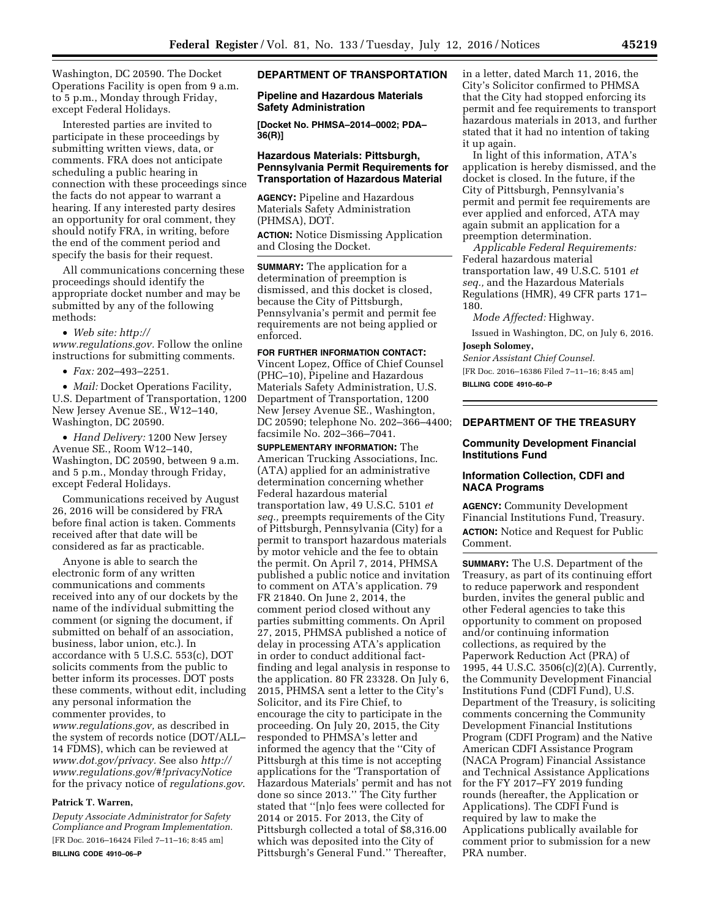Washington, DC 20590. The Docket Operations Facility is open from 9 a.m. to 5 p.m., Monday through Friday, except Federal Holidays.

Interested parties are invited to participate in these proceedings by submitting written views, data, or comments. FRA does not anticipate scheduling a public hearing in connection with these proceedings since the facts do not appear to warrant a hearing. If any interested party desires an opportunity for oral comment, they should notify FRA, in writing, before the end of the comment period and specify the basis for their request.

All communications concerning these proceedings should identify the appropriate docket number and may be submitted by any of the following methods:

- *Web site: http://www.regulations.gov.* Follow the online instructions for submitting comments.
- *Fax:* 202–493–2251.
- *Mail:* Docket Operations Facility, U.S. Department of Transportation, 1200 New Jersey Avenue SE., W12–140, Washington, DC 20590.
- *Hand Delivery:* 1200 New Jersey Avenue SE., Room W12–140, Washington, DC 20590, between 9 a.m. and 5 p.m., Monday through Friday, except Federal Holidays.

Communications received by August 26, 2016 will be considered by FRA before final action is taken. Comments received after that date will be considered as far as practicable.

Anyone is able to search the electronic form of any written communications and comments received into any of our dockets by the name of the individual submitting the comment (or signing the document, if submitted on behalf of an association, business, labor union, etc.). In accordance with 5 U.S.C. 553(c), DOT solicits comments from the public to better inform its processes. DOT posts these comments, without edit, including any personal information the commenter provides, to *www.regulations.gov,* as described in the system of records notice (DOT/ALL–14 FDMS), which can be reviewed at *www.dot.gov/privacy.* See also *http://www.regulations.gov/#!privacyNotice* for the privacy notice of *regulations.gov.*

**Patrick T. Warren,**

*Deputy Associate Administrator for Safety Compliance and Program Implementation.*

[FR Doc. 2016–16424 Filed 7–11–16; 8:45 am]

**BILLING CODE 4910–06–P**

## DEPARTMENT OF TRANSPORTATION

### Pipeline and Hazardous Materials Safety Administration

**[Docket No. PHMSA–2014–0002; PDA–36(R)]**

### Hazardous Materials: Pittsburgh, Pennsylvania Permit Requirements for Transportation of Hazardous Material

**AGENCY:** Pipeline and Hazardous Materials Safety Administration (PHMSA), DOT.

**ACTION:** Notice Dismissing Application and Closing the Docket.

**SUMMARY:** The application for a determination of preemption is dismissed, and this docket is closed, because the City of Pittsburgh, Pennsylvania's permit and permit fee requirements are not being applied or enforced.

**FOR FURTHER INFORMATION CONTACT:** Vincent Lopez, Office of Chief Counsel (PHC–10), Pipeline and Hazardous Materials Safety Administration, U.S. Department of Transportation, 1200 New Jersey Avenue SE., Washington, DC 20590; telephone No. 202–366–4400; facsimile No. 202–366–7041.

**SUPPLEMENTARY INFORMATION:** The American Trucking Associations, Inc. (ATA) applied for an administrative determination concerning whether Federal hazardous material transportation law, 49 U.S.C. 5101 *et seq.,* preempts requirements of the City of Pittsburgh, Pennsylvania (City) for a permit to transport hazardous materials by motor vehicle and the fee to obtain the permit. On April 7, 2014, PHMSA published a public notice and invitation to comment on ATA's application. 79 FR 21840. On June 2, 2014, the comment period closed without any parties submitting comments. On April 27, 2015, PHMSA published a notice of delay in processing ATA's application in order to conduct additional fact-finding and legal analysis in response to the application. 80 FR 23328. On July 6, 2015, PHMSA sent a letter to the City's Solicitor, and its Fire Chief, to encourage the city to participate in the proceeding. On July 20, 2015, the City responded to PHMSA's letter and informed the agency that the ''City of Pittsburgh at this time is not accepting applications for the 'Transportation of Hazardous Materials' permit and has not done so since 2013.'' The City further stated that ''[n]o fees were collected for 2014 or 2015. For 2013, the City of Pittsburgh collected a total of $8,316.00 which was deposited into the City of Pittsburgh's General Fund.'' Thereafter, in a letter, dated March 11, 2016, the City's Solicitor confirmed to PHMSA that the City had stopped enforcing its permit and fee requirements to transport hazardous materials in 2013, and further stated that it had no intention of taking it up again.

In light of this information, ATA's application is hereby dismissed, and the docket is closed. In the future, if the City of Pittsburgh, Pennsylvania's permit and permit fee requirements are ever applied and enforced, ATA may again submit an application for a preemption determination.

*Applicable Federal Requirements:* Federal hazardous material transportation law, 49 U.S.C. 5101 *et seq.,* and the Hazardous Materials Regulations (HMR), 49 CFR parts 171–180.

*Mode Affected:* Highway.

Issued in Washington, DC, on July 6, 2016.

**Joseph Solomey,**

*Senior Assistant Chief Counsel.*

[FR Doc. 2016–16386 Filed 7–11–16; 8:45 am]

**BILLING CODE 4910–60–P**

## DEPARTMENT OF THE TREASURY

### Community Development Financial Institutions Fund

### Information Collection, CDFI and NACA Programs

**AGENCY:** Community Development Financial Institutions Fund, Treasury.

**ACTION:** Notice and Request for Public Comment.

**SUMMARY:** The U.S. Department of the Treasury, as part of its continuing effort to reduce paperwork and respondent burden, invites the general public and other Federal agencies to take this opportunity to comment on proposed and/or continuing information collections, as required by the Paperwork Reduction Act (PRA) of 1995, 44 U.S.C. 3506(c)(2)(A). Currently, the Community Development Financial Institutions Fund (CDFI Fund), U.S. Department of the Treasury, is soliciting comments concerning the Community Development Financial Institutions Program (CDFI Program) and the Native American CDFI Assistance Program (NACA Program) Financial Assistance and Technical Assistance Applications for the FY 2017–FY 2019 funding rounds (hereafter, the Application or Applications). The CDFI Fund is required by law to make the Applications publically available for comment prior to submission for a new PRA number.